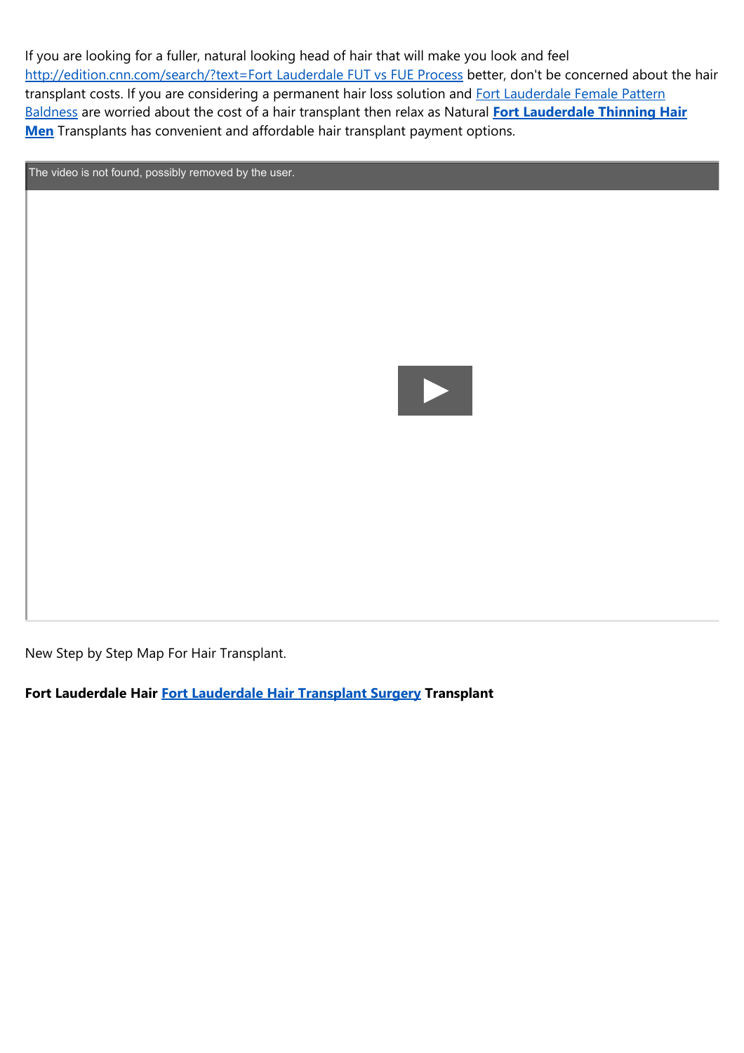If you are looking for a fuller, natural looking head of hair that will make you look and feel http://edition.cnn.com/search/?text=Fort Lauderdale FUT vs FUE Process better, don't be concerned about the hair transplant costs. If you are considering a permanent hair loss solution and Fort Lauderdale Female Pattern Baldness are worried about the cost of a hair transplant then relax as Natural **Fort Lauderdale Thinning Hair Men** Transplants has convenient and affordable hair transplant payment options.

The video is not found, possibly removed by the user.

New Step by Step Map For Hair Transplant.

**Fort Lauderdale Hair Fort Lauderdale Hair Transplant Surgery Transplant**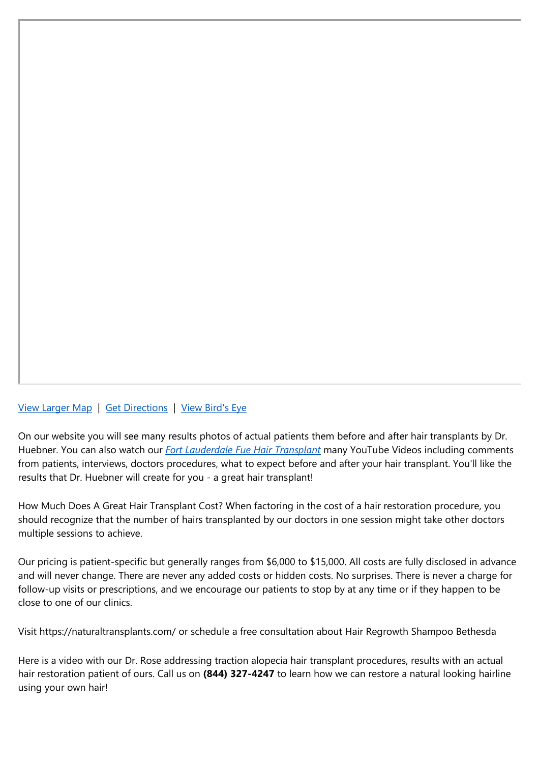[View Larger Map](#) | [Get Directions](#) | [View Bird's Eye](#)

On our website you will see many results photos of actual patients them before and after hair transplants by Dr. Huebner. You can also watch our *[Fort Lauderdale Fue Hair Transplant](#)* many YouTube Videos including comments from patients, interviews, doctors procedures, what to expect before and after your hair transplant. You'll like the results that Dr. Huebner will create for you - a great hair transplant!

How Much Does A Great Hair Transplant Cost? When factoring in the cost of a hair restoration procedure, you should recognize that the number of hairs transplanted by our doctors in one session might take other doctors multiple sessions to achieve.

Our pricing is patient-specific but generally ranges from $6,000 to $15,000. All costs are fully disclosed in advance and will never change. There are never any added costs or hidden costs. No surprises. There is never a charge for follow-up visits or prescriptions, and we encourage our patients to stop by at any time or if they happen to be close to one of our clinics.

Visit https://naturaltransplants.com/ or schedule a free consultation about Hair Regrowth Shampoo Bethesda

Here is a video with our Dr. Rose addressing traction alopecia hair transplant procedures, results with an actual hair restoration patient of ours. Call us on **(844) 327-4247** to learn how we can restore a natural looking hairline using your own hair!